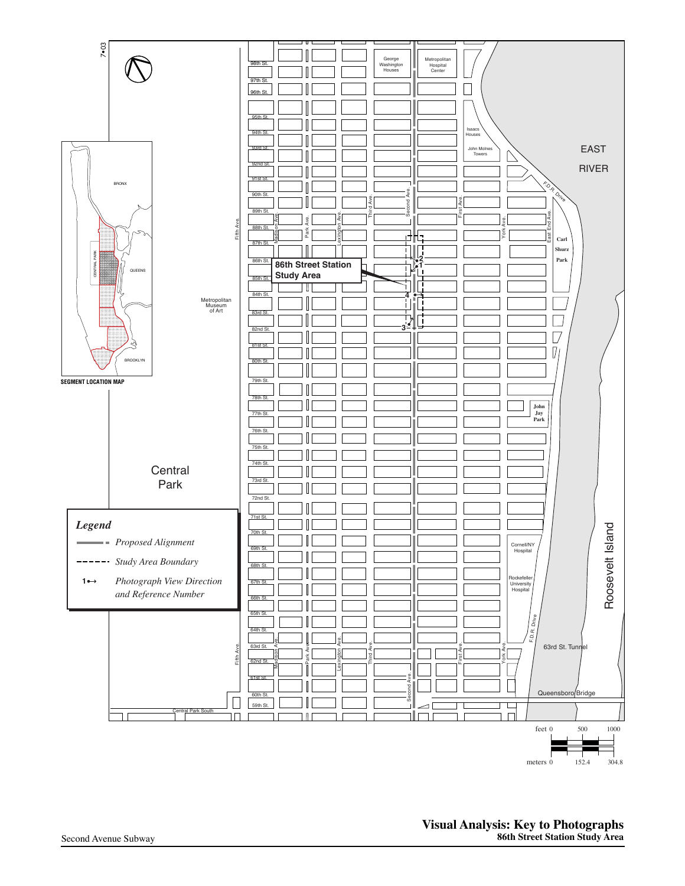7•03

Legend

- Proposed Alignment
- Study Area Boundary
- 1 Photograph View Direction and Reference Number

SEGMENT LOCATION MAP

86th Street Station Study Area

feet 0 500 1000

meters 0 152.4 304.8

**Visual Analysis: Key to Photographs**
**86th Street Station Study Area**

Second Avenue Subway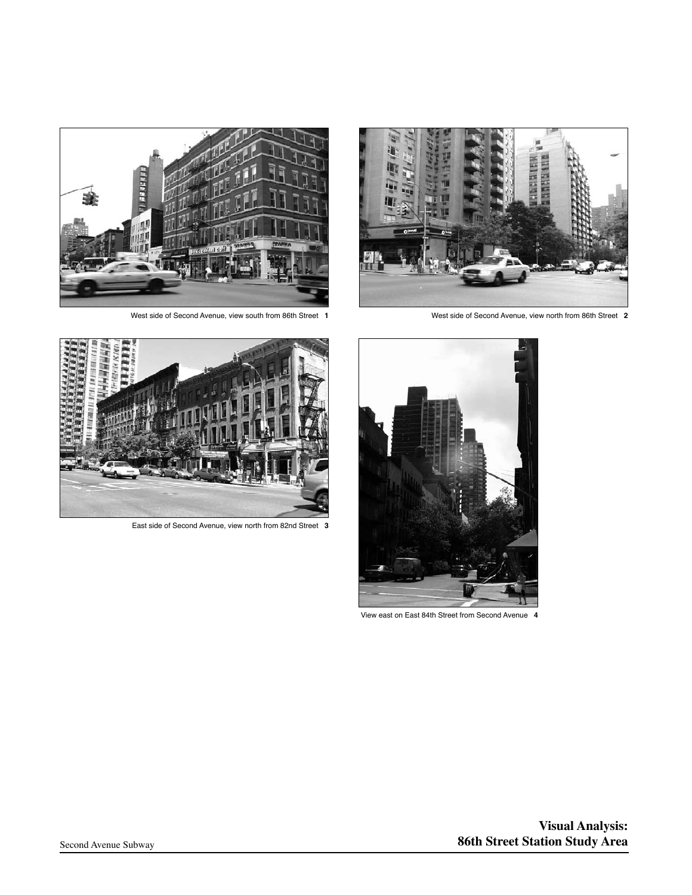West side of Second Avenue, view south from 86th Street **1**

West side of Second Avenue, view north from 86th Street **2**

East side of Second Avenue, view north from 82nd Street **3**

View east on East 84th Street from Second Avenue **4**

**Visual Analysis: 86th Street Station Study Area**